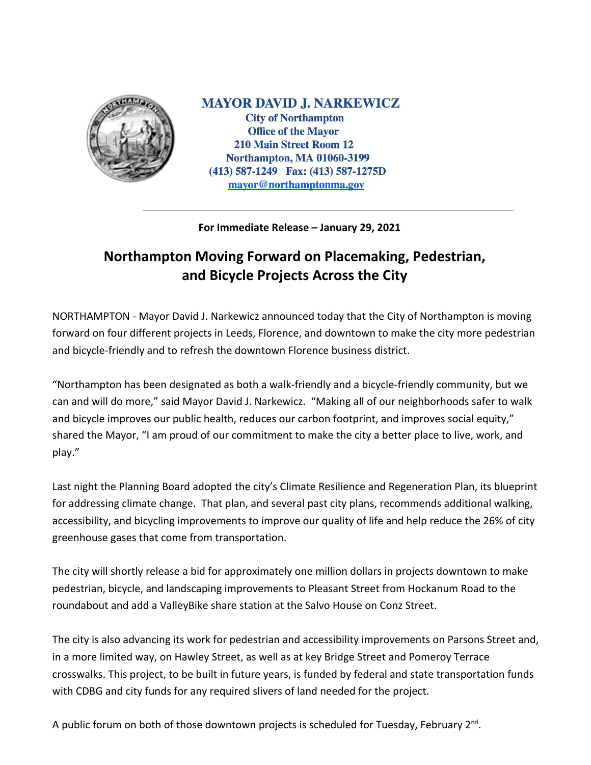**MAYOR DAVID J. NARKEWICZ**
**City of Northampton**
**Office of the Mayor**
**210 Main Street Room 12**
**Northampton, MA 01060-3199**
**(413) 587-1249   Fax: (413) 587-1275D**
**mayor@northamptonma.gov**

---

**For Immediate Release – January 29, 2021**

# Northampton Moving Forward on Placemaking, Pedestrian, and Bicycle Projects Across the City

NORTHAMPTON - Mayor David J. Narkewicz announced today that the City of Northampton is moving forward on four different projects in Leeds, Florence, and downtown to make the city more pedestrian and bicycle-friendly and to refresh the downtown Florence business district.

"Northampton has been designated as both a walk-friendly and a bicycle-friendly community, but we can and will do more," said Mayor David J. Narkewicz. "Making all of our neighborhoods safer to walk and bicycle improves our public health, reduces our carbon footprint, and improves social equity," shared the Mayor, "I am proud of our commitment to make the city a better place to live, work, and play."

Last night the Planning Board adopted the city's Climate Resilience and Regeneration Plan, its blueprint for addressing climate change. That plan, and several past city plans, recommends additional walking, accessibility, and bicycling improvements to improve our quality of life and help reduce the 26% of city greenhouse gases that come from transportation.

The city will shortly release a bid for approximately one million dollars in projects downtown to make pedestrian, bicycle, and landscaping improvements to Pleasant Street from Hockanum Road to the roundabout and add a ValleyBike share station at the Salvo House on Conz Street.

The city is also advancing its work for pedestrian and accessibility improvements on Parsons Street and, in a more limited way, on Hawley Street, as well as at key Bridge Street and Pomeroy Terrace crosswalks. This project, to be built in future years, is funded by federal and state transportation funds with CDBG and city funds for any required slivers of land needed for the project.

A public forum on both of those downtown projects is scheduled for Tuesday, February 2nd.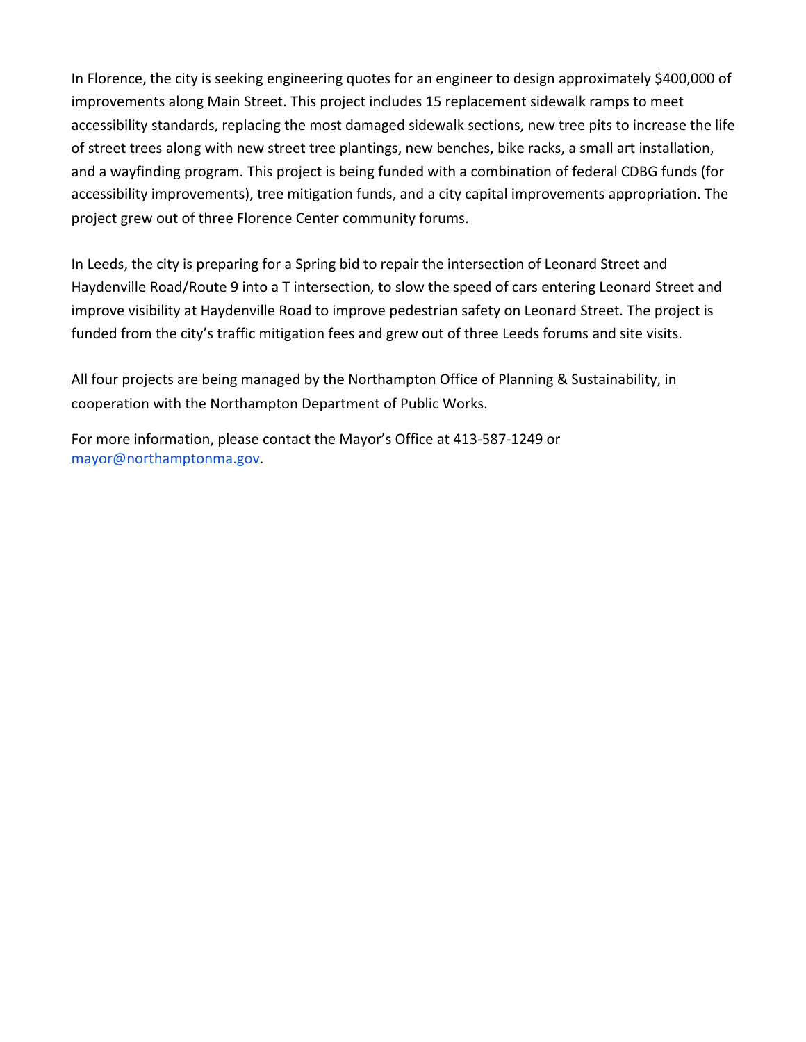In Florence, the city is seeking engineering quotes for an engineer to design approximately $400,000 of improvements along Main Street. This project includes 15 replacement sidewalk ramps to meet accessibility standards, replacing the most damaged sidewalk sections, new tree pits to increase the life of street trees along with new street tree plantings, new benches, bike racks, a small art installation, and a wayfinding program. This project is being funded with a combination of federal CDBG funds (for accessibility improvements), tree mitigation funds, and a city capital improvements appropriation. The project grew out of three Florence Center community forums.

In Leeds, the city is preparing for a Spring bid to repair the intersection of Leonard Street and Haydenville Road/Route 9 into a T intersection, to slow the speed of cars entering Leonard Street and improve visibility at Haydenville Road to improve pedestrian safety on Leonard Street. The project is funded from the city's traffic mitigation fees and grew out of three Leeds forums and site visits.

All four projects are being managed by the Northampton Office of Planning & Sustainability, in cooperation with the Northampton Department of Public Works.

For more information, please contact the Mayor's Office at 413-587-1249 or mayor@northamptonma.gov.